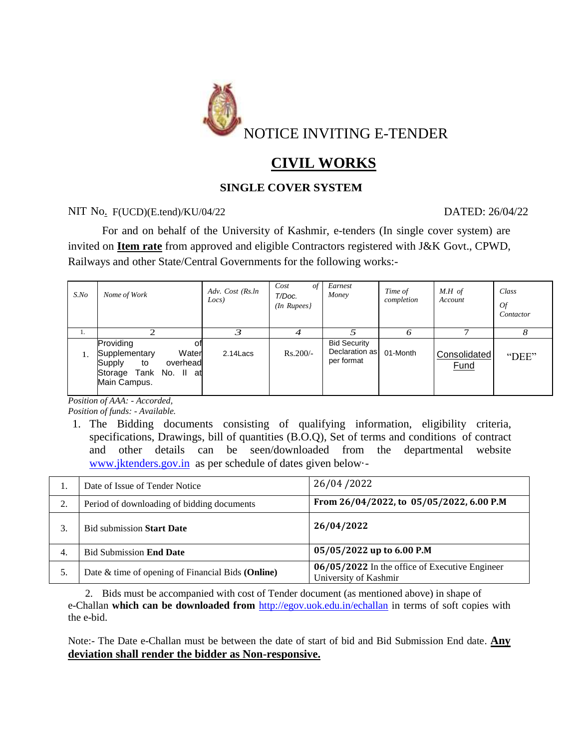# NOTICE INVITING E-TENDER

## CIVIL WORKS

### SINGLE COVER SYSTEM

NIT No. F(UCD)(E.tend)/KU/04/22 DATED: 26/04/22

For and on behalf of the University of Kashmir, e-tenders (In single cover system) are invited on **Item rate** from approved and eligible Contractors registered with J&K Govt., CPWD, Railways and other State/Central Governments for the following works:-

| *S.No* | *Nome of Work* | *Adv. Cost (Rs.ln Locs)* | *Cost of T/Doc. (In Rupees}* | *Earnest Money* | *Time of completion* | *M.H of Account* | *Class Of Contactor* |
|---|---|---|---|---|---|---|---|
| 1. | 2 | 3 | 4 | 5 | 6 | 7 | 8 |
| 1. | Providing of Supplementary Water Supply to overhead Storage Tank No. II at Main Campus. | 2.14Lacs | Rs.200/- | Bid Security Declaration as per format | 01-Month | Consolidated Fund | "DEE" |

*Position of AAA: - Accorded,*
*Position of funds: - Available.*

1. The Bidding documents consisting of qualifying information, eligibility criteria, specifications, Drawings, bill of quantities (B.O.Q), Set of terms and conditions of contract and other details can be seen/downloaded from the departmental website www.jktenders.gov.in as per schedule of dates given below·-

| 1. | Date of Issue of Tender Notice | 26/04 /2022 |
|---|---|---|
| 2. | Period of downloading of bidding documents | **From 26/04/2022, to 05/05/2022, 6.00 P.M** |
| 3. | Bid submission **Start Date** | **26/04/2022** |
| 4. | Bid Submission **End Date** | **05/05/2022 up to 6.00 P.M** |
| 5. | Date & time of opening of Financial Bids **(Online)** | **06/05/2022** In the office of Executive Engineer University of Kashmir |

2. Bids must be accompanied with cost of Tender document (as mentioned above) in shape of e-Challan **which can be downloaded from** http://egov.uok.edu.in/echallan in terms of soft copies with the e-bid.

Note:- The Date e-Challan must be between the date of start of bid and Bid Submission End date. **Any deviation shall render the bidder as Non-responsive.**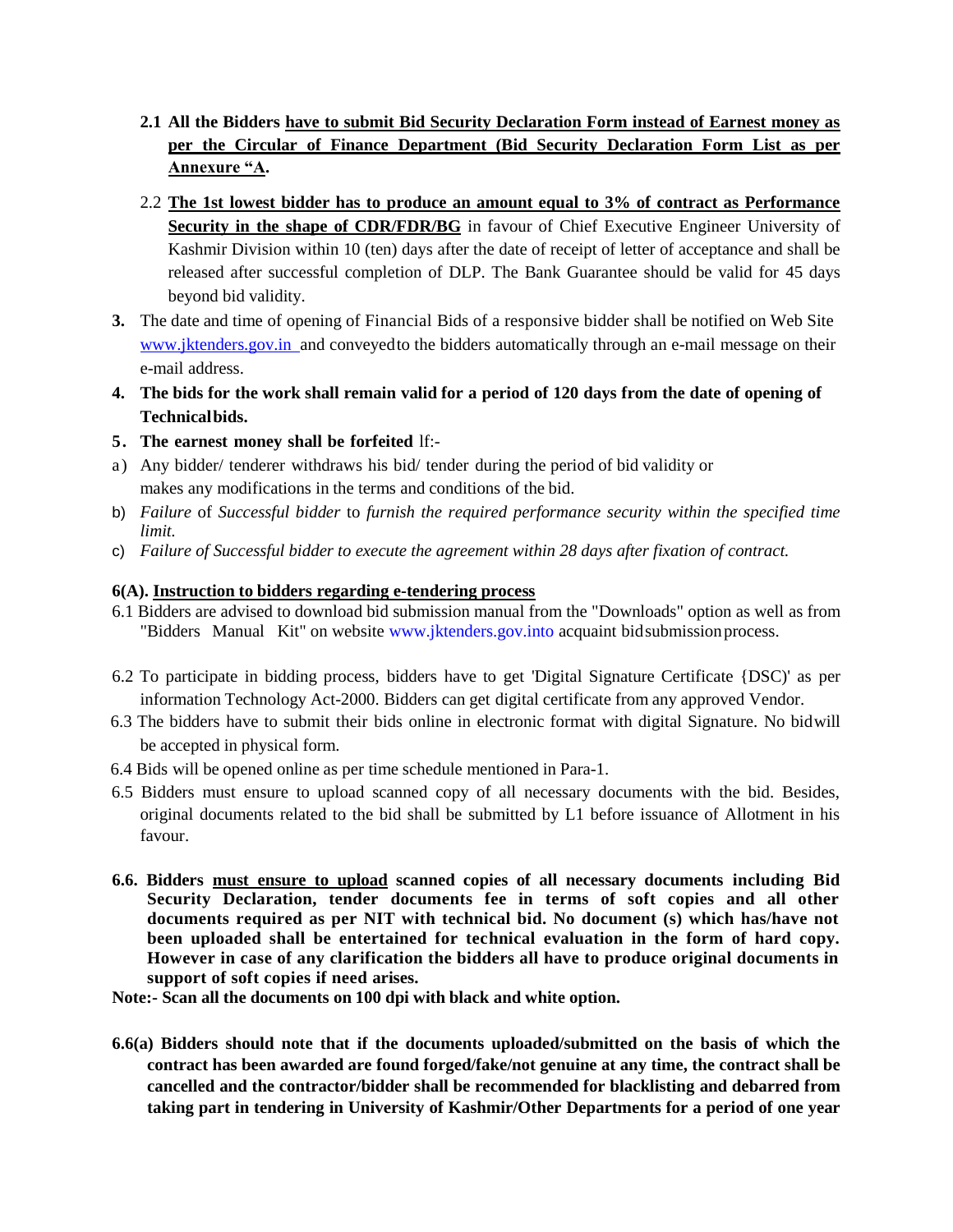**2.1 All the Bidders <u>have to submit Bid Security Declaration Form instead of Earnest money as per the Circular of Finance Department (Bid Security Declaration Form List as per Annexure "A</u>.**

2.2 **<u>The 1st lowest bidder has to produce an amount equal to 3% of contract as Performance Security in the shape of CDR/FDR/BG</u>** in favour of Chief Executive Engineer University of Kashmir Division within 10 (ten) days after the date of receipt of letter of acceptance and shall be released after successful completion of DLP. The Bank Guarantee should be valid for 45 days beyond bid validity.

**3.** The date and time of opening of Financial Bids of a responsive bidder shall be notified on Web Site www.jktenders.gov.in and conveyed to the bidders automatically through an e-mail message on their e-mail address.

**4. The bids for the work shall remain valid for a period of 120 days from the date of opening of Technical bids.**

**5. The earnest money shall be forfeited** lf:-

a) Any bidder/ tenderer withdraws his bid/ tender during the period of bid validity or makes any modifications in the terms and conditions of the bid.

b) *Failure* of *Successful bidder* to *furnish the required performance security within the specified time limit.*

c) *Failure of Successful bidder to execute the agreement within 28 days after fixation of contract.*

**6(A). <u>Instruction to bidders regarding e-tendering process</u>**

6.1 Bidders are advised to download bid submission manual from the "Downloads" option as well as from "Bidders Manual Kit" on website www.jktenders.gov.into acquaint bid submission process.

6.2 To participate in bidding process, bidders have to get 'Digital Signature Certificate {DSC)' as per information Technology Act-2000. Bidders can get digital certificate from any approved Vendor.

6.3 The bidders have to submit their bids online in electronic format with digital Signature. No bid will be accepted in physical form.

6.4 Bids will be opened online as per time schedule mentioned in Para-1.

6.5 Bidders must ensure to upload scanned copy of all necessary documents with the bid. Besides, original documents related to the bid shall be submitted by L1 before issuance of Allotment in his favour.

**6.6. Bidders <u>must ensure to upload</u> scanned copies of all necessary documents including Bid Security Declaration, tender documents fee in terms of soft copies and all other documents required as per NIT with technical bid. No document (s) which has/have not been uploaded shall be entertained for technical evaluation in the form of hard copy. However in case of any clarification the bidders all have to produce original documents in support of soft copies if need arises.**

**Note:- Scan all the documents on 100 dpi with black and white option.**

**6.6(a) Bidders should note that if the documents uploaded/submitted on the basis of which the contract has been awarded are found forged/fake/not genuine at any time, the contract shall be cancelled and the contractor/bidder shall be recommended for blacklisting and debarred from taking part in tendering in University of Kashmir/Other Departments for a period of one year**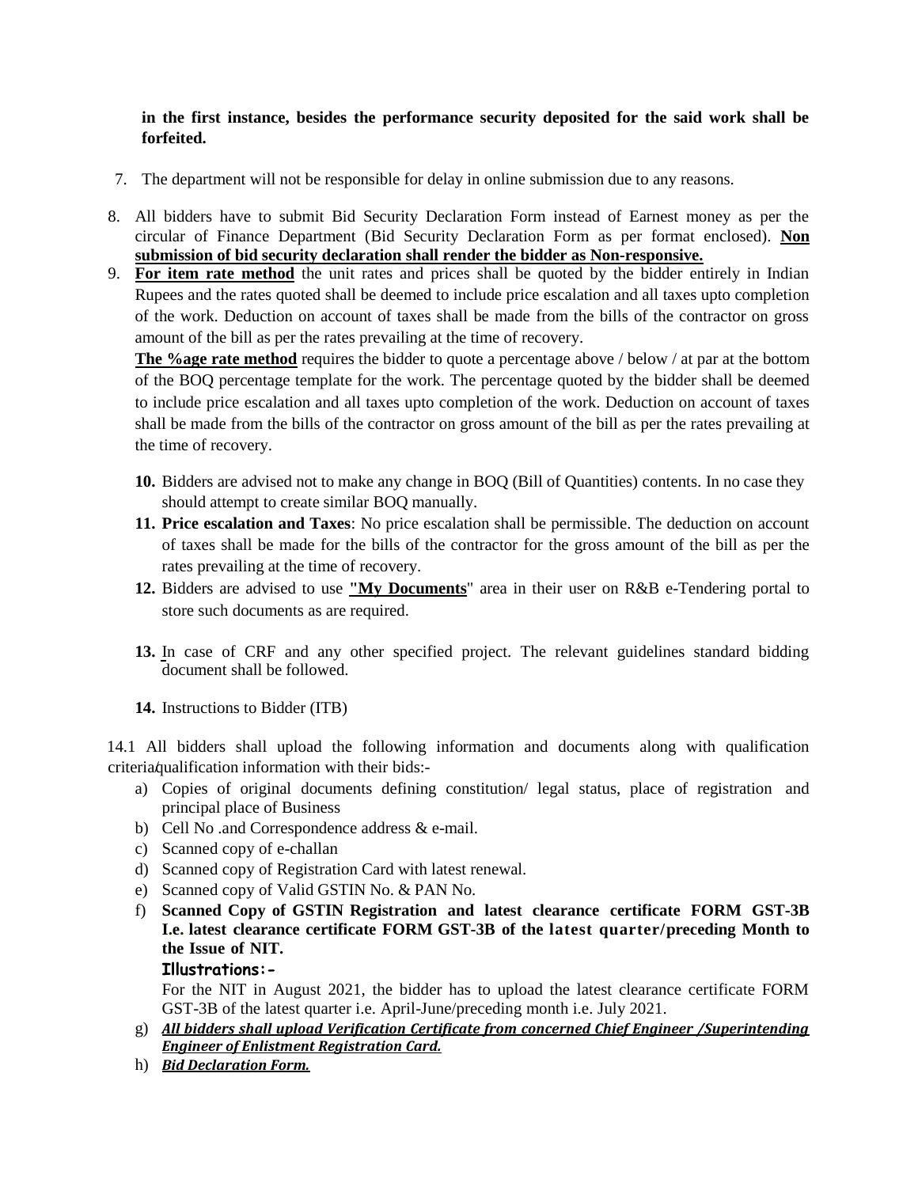**in the first instance, besides the performance security deposited for the said work shall be forfeited.**

7. The department will not be responsible for delay in online submission due to any reasons.

8. All bidders have to submit Bid Security Declaration Form instead of Earnest money as per the circular of Finance Department (Bid Security Declaration Form as per format enclosed). **<u>Non submission of bid security declaration shall render the bidder as Non-responsive.</u>**

9. **<u>For item rate method</u>** the unit rates and prices shall be quoted by the bidder entirely in Indian Rupees and the rates quoted shall be deemed to include price escalation and all taxes upto completion of the work. Deduction on account of taxes shall be made from the bills of the contractor on gross amount of the bill as per the rates prevailing at the time of recovery.

   **<u>The %age rate method</u>** requires the bidder to quote a percentage above / below / at par at the bottom of the BOQ percentage template for the work. The percentage quoted by the bidder shall be deemed to include price escalation and all taxes upto completion of the work. Deduction on account of taxes shall be made from the bills of the contractor on gross amount of the bill as per the rates prevailing at the time of recovery.

10. Bidders are advised not to make any change in BOQ (Bill of Quantities) contents. In no case they should attempt to create similar BOQ manually.
11. **Price escalation and Taxes**: No price escalation shall be permissible. The deduction on account of taxes shall be made for the bills of the contractor for the gross amount of the bill as per the rates prevailing at the time of recovery.
12. Bidders are advised to use **<u>"My Documents</u>**" area in their user on R&B e-Tendering portal to store such documents as are required.
13. In case of CRF and any other specified project. The relevant guidelines standard bidding document shall be followed.
14. Instructions to Bidder (ITB)

14.1 All bidders shall upload the following information and documents along with qualification criteria/qualification information with their bids:-

a) Copies of original documents defining constitution/ legal status, place of registration and principal place of Business
b) Cell No .and Correspondence address & e-mail.
c) Scanned copy of e-challan
d) Scanned copy of Registration Card with latest renewal.
e) Scanned copy of Valid GSTIN No. & PAN No.
f) **Scanned Copy of GSTIN Registration and latest clearance certificate FORM GST-3B I.e. latest clearance certificate FORM GST-3B of the latest quarter/preceding Month to the Issue of NIT.**

   **Illustrations:-**

   For the NIT in August 2021, the bidder has to upload the latest clearance certificate FORM GST-3B of the latest quarter i.e. April-June/preceding month i.e. July 2021.
g) ***<u>All bidders shall upload Verification Certificate from concerned Chief Engineer /Superintending Engineer of Enlistment Registration Card.</u>***
h) ***<u>Bid Declaration Form.</u>***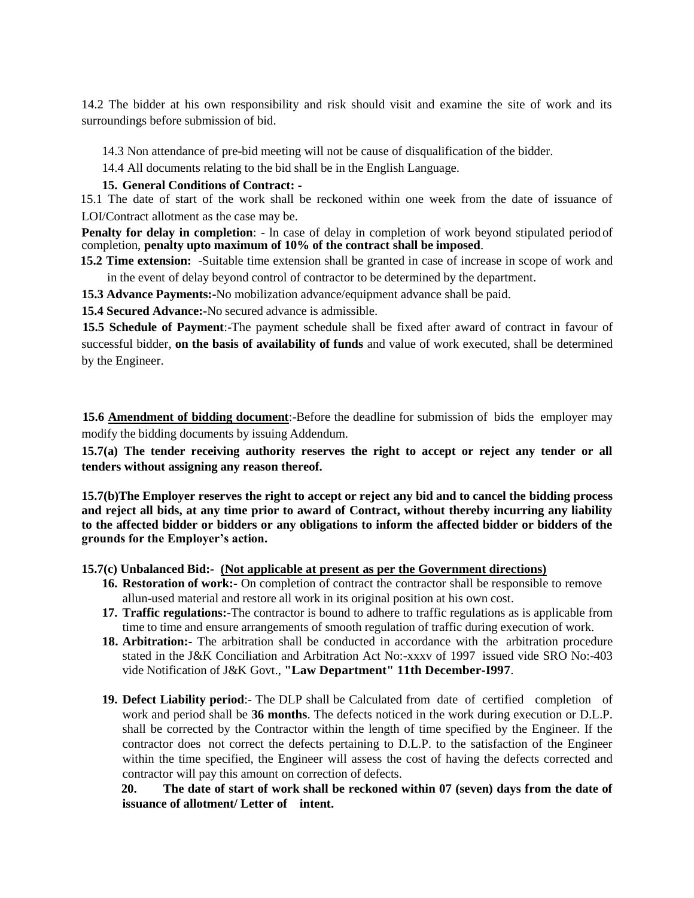14.2 The bidder at his own responsibility and risk should visit and examine the site of work and its surroundings before submission of bid.

14.3 Non attendance of pre-bid meeting will not be cause of disqualification of the bidder.

14.4 All documents relating to the bid shall be in the English Language.

**15. General Conditions of Contract: -**

15.1 The date of start of the work shall be reckoned within one week from the date of issuance of LOI/Contract allotment as the case may be.

**Penalty for delay in completion**: - ln case of delay in completion of work beyond stipulated period of completion, **penalty upto maximum of 10% of the contract shall be imposed**.

**15.2 Time extension:** -Suitable time extension shall be granted in case of increase in scope of work and in the event of delay beyond control of contractor to be determined by the department.

**15.3 Advance Payments:-**No mobilization advance/equipment advance shall be paid.

**15.4 Secured Advance:-**No secured advance is admissible.

**15.5 Schedule of Payment**:-The payment schedule shall be fixed after award of contract in favour of successful bidder, **on the basis of availability of funds** and value of work executed, shall be determined by the Engineer.

**15.6 <u>Amendment of bidding document</u>**:-Before the deadline for submission of bids the employer may modify the bidding documents by issuing Addendum.

**15.7(a) The tender receiving authority reserves the right to accept or reject any tender or all tenders without assigning any reason thereof.**

**15.7(b)The Employer reserves the right to accept or reject any bid and to cancel the bidding process and reject all bids, at any time prior to award of Contract, without thereby incurring any liability to the affected bidder or bidders or any obligations to inform the affected bidder or bidders of the grounds for the Employer's action.**

**15.7(c) Unbalanced Bid:- <u>(Not applicable at present as per the Government directions)</u>**

16. **Restoration of work:-** On completion of contract the contractor shall be responsible to remove allun-used material and restore all work in its original position at his own cost.
17. **Traffic regulations:-**The contractor is bound to adhere to traffic regulations as is applicable from time to time and ensure arrangements of smooth regulation of traffic during execution of work.
18. **Arbitration:-** The arbitration shall be conducted in accordance with the arbitration procedure stated in the J&K Conciliation and Arbitration Act No:-xxxv of 1997 issued vide SRO No:-403 vide Notification of J&K Govt., **"Law Department" 11th December-I997**.
19. **Defect Liability period**:- The DLP shall be Calculated from date of certified completion of work and period shall be **36 months**. The defects noticed in the work during execution or D.L.P. shall be corrected by the Contractor within the length of time specified by the Engineer. If the contractor does not correct the defects pertaining to D.L.P. to the satisfaction of the Engineer within the time specified, the Engineer will assess the cost of having the defects corrected and contractor will pay this amount on correction of defects.
20. **The date of start of work shall be reckoned within 07 (seven) days from the date of issuance of allotment/ Letter of intent.**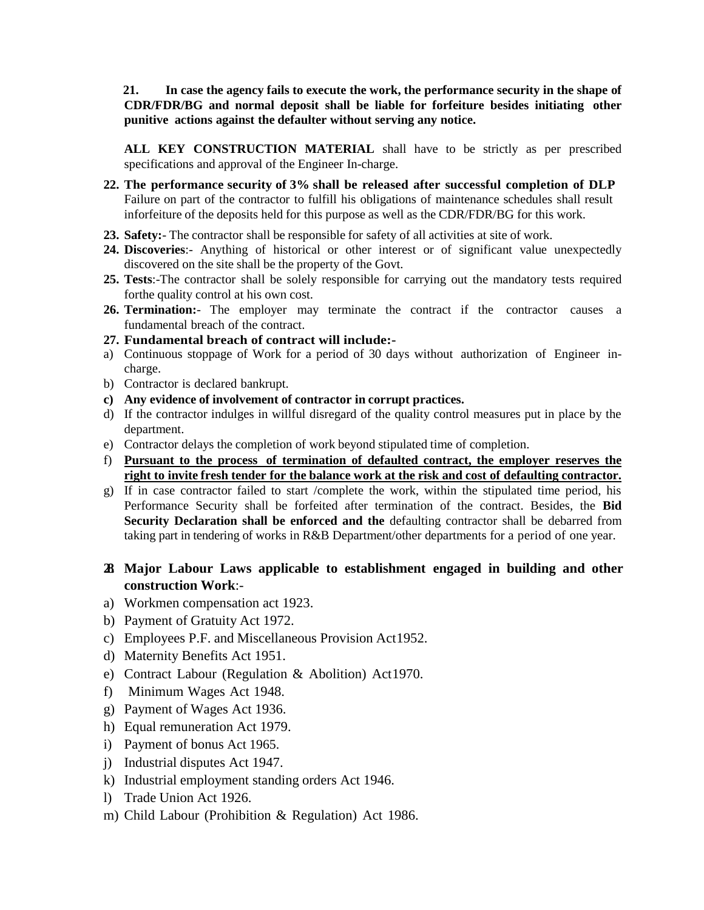**21. In case the agency fails to execute the work, the performance security in the shape of CDR/FDR/BG and normal deposit shall be liable for forfeiture besides initiating other punitive actions against the defaulter without serving any notice.**

**ALL KEY CONSTRUCTION MATERIAL** shall have to be strictly as per prescribed specifications and approval of the Engineer In-charge.

**22. The performance security of 3% shall be released after successful completion of DLP** Failure on part of the contractor to fulfill his obligations of maintenance schedules shall result inforfeiture of the deposits held for this purpose as well as the CDR/FDR/BG for this work.

**23. Safety:-** The contractor shall be responsible for safety of all activities at site of work.

**24. Discoveries**:- Anything of historical or other interest or of significant value unexpectedly discovered on the site shall be the property of the Govt.

**25. Tests**:-The contractor shall be solely responsible for carrying out the mandatory tests required forthe quality control at his own cost.

**26. Termination:-** The employer may terminate the contract if the contractor causes a fundamental breach of the contract.

**27. Fundamental breach of contract will include:-**

a) Continuous stoppage of Work for a period of 30 days without authorization of Engineer in-charge.
b) Contractor is declared bankrupt.
c) **Any evidence of involvement of contractor in corrupt practices.**
d) If the contractor indulges in willful disregard of the quality control measures put in place by the department.
e) Contractor delays the completion of work beyond stipulated time of completion.
f) **Pursuant to the process of termination of defaulted contract, the employer reserves the right to invite fresh tender for the balance work at the risk and cost of defaulting contractor.**
g) If in case contractor failed to start /complete the work, within the stipulated time period, his Performance Security shall be forfeited after termination of the contract. Besides, the **Bid Security Declaration shall be enforced and the** defaulting contractor shall be debarred from taking part in tendering of works in R&B Department/other departments for a period of one year.

**28. Major Labour Laws applicable to establishment engaged in building and other construction Work**:-

a) Workmen compensation act 1923.
b) Payment of Gratuity Act 1972.
c) Employees P.F. and Miscellaneous Provision Act1952.
d) Maternity Benefits Act 1951.
e) Contract Labour (Regulation & Abolition) Act1970.
f) Minimum Wages Act 1948.
g) Payment of Wages Act 1936.
h) Equal remuneration Act 1979.
i) Payment of bonus Act 1965.
j) Industrial disputes Act 1947.
k) Industrial employment standing orders Act 1946.
l) Trade Union Act 1926.
m) Child Labour (Prohibition & Regulation) Act 1986.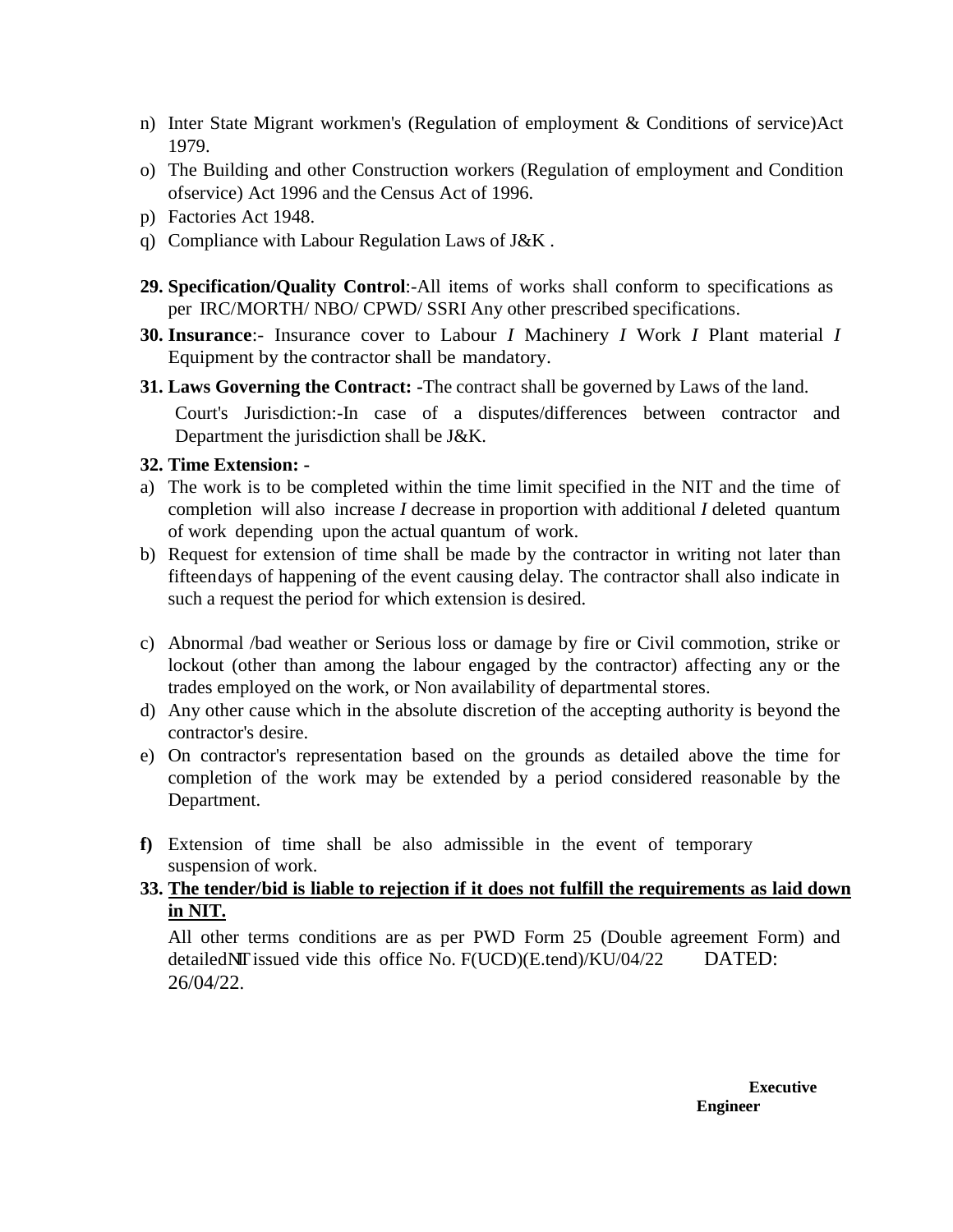n) Inter State Migrant workmen's (Regulation of employment & Conditions of service)Act 1979.
o) The Building and other Construction workers (Regulation of employment and Condition ofservice) Act 1996 and the Census Act of 1996.
p) Factories Act 1948.
q) Compliance with Labour Regulation Laws of J&K .

**29. Specification/Quality Control**:-All items of works shall conform to specifications as per IRC/MORTH/ NBO/ CPWD/ SSRI Any other prescribed specifications.

**30. Insurance**:- Insurance cover to Labour *I* Machinery *I* Work *I* Plant material *I* Equipment by the contractor shall be mandatory.

**31. Laws Governing the Contract: -**The contract shall be governed by Laws of the land.

Court's Jurisdiction:-In case of a disputes/differences between contractor and Department the jurisdiction shall be J&K.

**32. Time Extension: -**

a) The work is to be completed within the time limit specified in the NIT and the time of completion will also increase *I* decrease in proportion with additional *I* deleted quantum of work depending upon the actual quantum of work.
b) Request for extension of time shall be made by the contractor in writing not later than fifteendays of happening of the event causing delay. The contractor shall also indicate in such a request the period for which extension is desired.
c) Abnormal /bad weather or Serious loss or damage by fire or Civil commotion, strike or lockout (other than among the labour engaged by the contractor) affecting any or the trades employed on the work, or Non availability of departmental stores.
d) Any other cause which in the absolute discretion of the accepting authority is beyond the contractor's desire.
e) On contractor's representation based on the grounds as detailed above the time for completion of the work may be extended by a period considered reasonable by the Department.
**f)** Extension of time shall be also admissible in the event of temporary suspension of work.

**33. <u>The tender/bid is liable to rejection if it does not fulfill the requirements as laid down in NIT.</u>**

All other terms conditions are as per PWD Form 25 (Double agreement Form) and detailedNIT issued vide this office No. F(UCD)(E.tend)/KU/04/22 DATED: 26/04/22.

**Executive Engineer**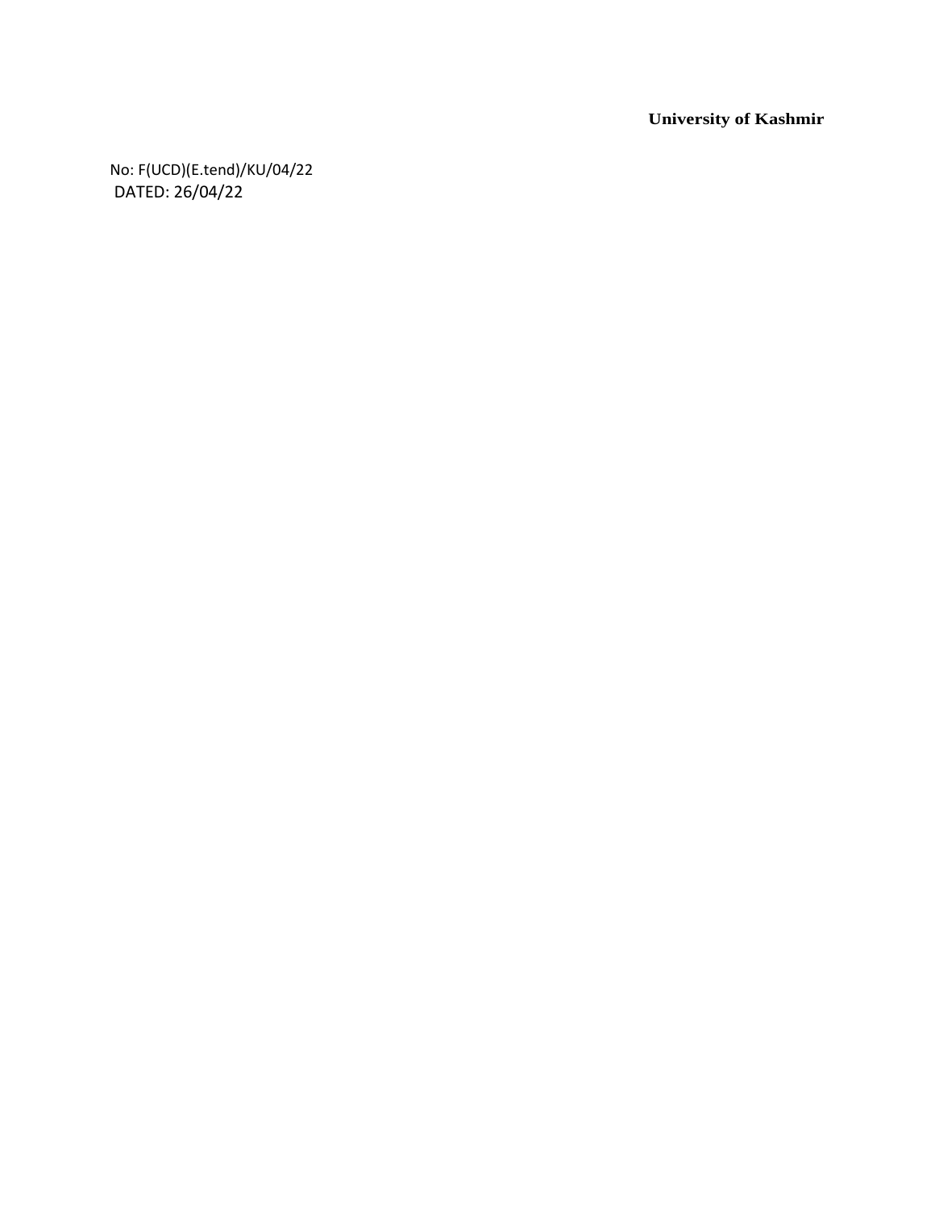**University of Kashmir**

No: F(UCD)(E.tend)/KU/04/22
DATED: 26/04/22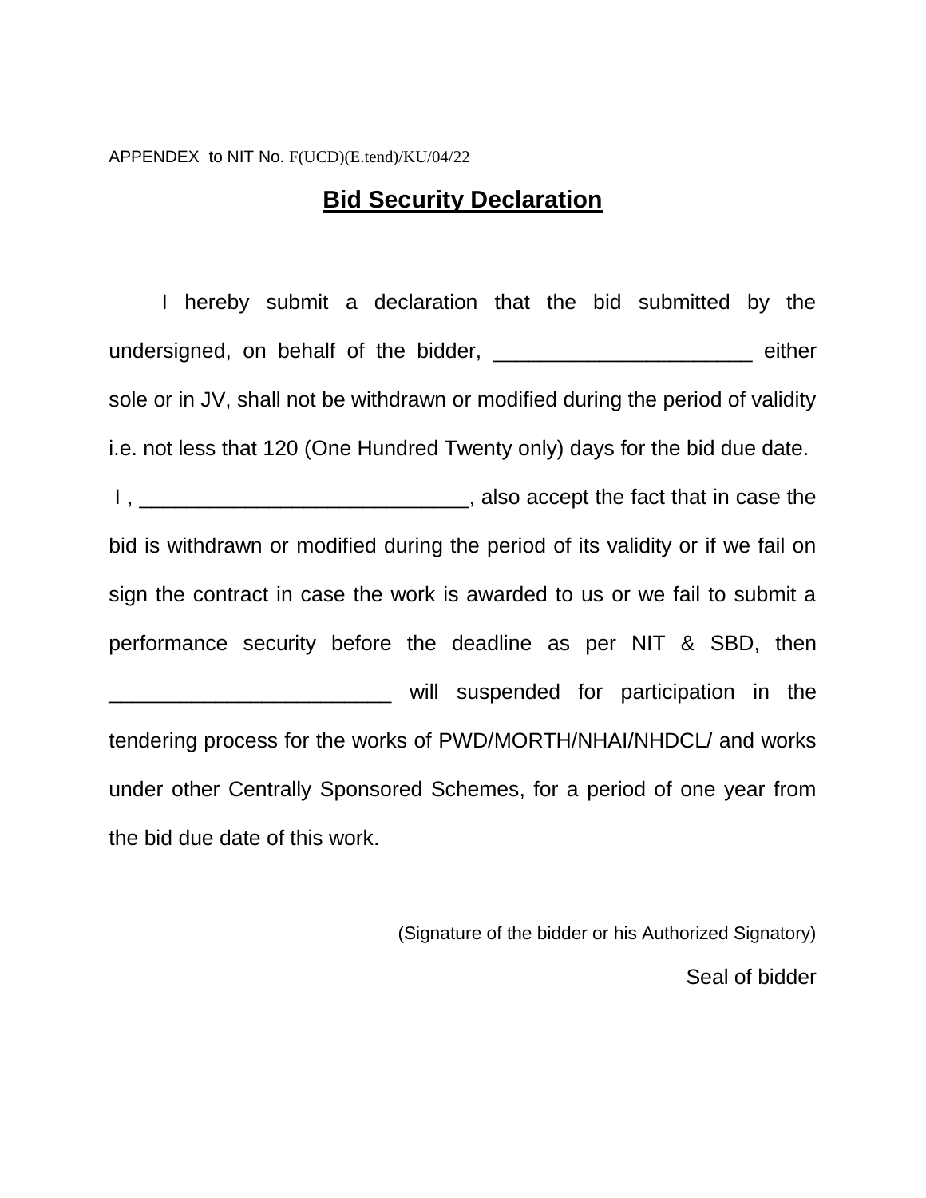APPENDEX  to NIT No. F(UCD)(E.tend)/KU/04/22

## Bid Security Declaration

I hereby submit a declaration that the bid submitted by the undersigned, on behalf of the bidder, ______________________ either sole or in JV, shall not be withdrawn or modified during the period of validity i.e. not less that 120 (One Hundred Twenty only) days for the bid due date.

I , ____________________________, also accept the fact that in case the bid is withdrawn or modified during the period of its validity or if we fail on sign the contract in case the work is awarded to us or we fail to submit a performance security before the deadline as per NIT & SBD, then ________________________ will suspended for participation in the tendering process for the works of PWD/MORTH/NHAI/NHDCL/ and works under other Centrally Sponsored Schemes, for a period of one year from the bid due date of this work.

(Signature of the bidder or his Authorized Signatory)

Seal of bidder